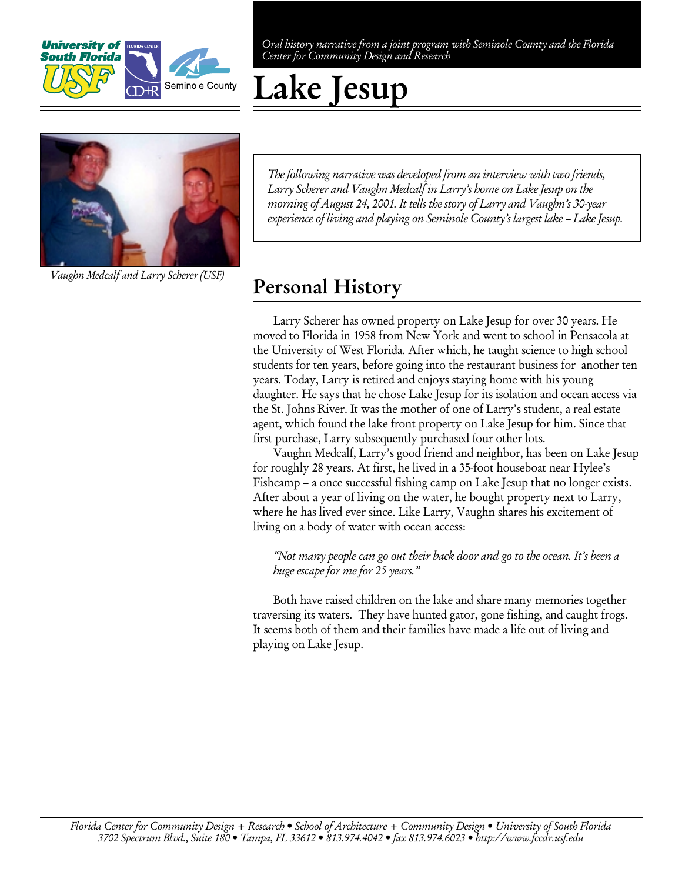*Oral history narrative from a joint program with Seminole County and the Florida Center for Community Design and Research*

# Lake Jesup

*Vaughn Medcalf and Larry Scherer (USF)*

*The following narrative was developed from an interview with two friends, Larry Scherer and Vaughn Medcalf in Larry's home on Lake Jesup on the morning of August 24, 2001. It tells the story of Larry and Vaughn's 30-year experience of living and playing on Seminole County's largest lake – Lake Jesup.*

## Personal History

Larry Scherer has owned property on Lake Jesup for over 30 years. He moved to Florida in 1958 from New York and went to school in Pensacola at the University of West Florida. After which, he taught science to high school students for ten years, before going into the restaurant business for another ten years. Today, Larry is retired and enjoys staying home with his young daughter. He says that he chose Lake Jesup for its isolation and ocean access via the St. Johns River. It was the mother of one of Larry's student, a real estate agent, which found the lake front property on Lake Jesup for him. Since that first purchase, Larry subsequently purchased four other lots.

Vaughn Medcalf, Larry's good friend and neighbor, has been on Lake Jesup for roughly 28 years. At first, he lived in a 35-foot houseboat near Hylee's Fishcamp – a once successful fishing camp on Lake Jesup that no longer exists. After about a year of living on the water, he bought property next to Larry, where he has lived ever since. Like Larry, Vaughn shares his excitement of living on a body of water with ocean access:

> *"Not many people can go out their back door and go to the ocean. It's been a huge escape for me for 25 years."*

Both have raised children on the lake and share many memories together traversing its waters. They have hunted gator, gone fishing, and caught frogs. It seems both of them and their families have made a life out of living and playing on Lake Jesup.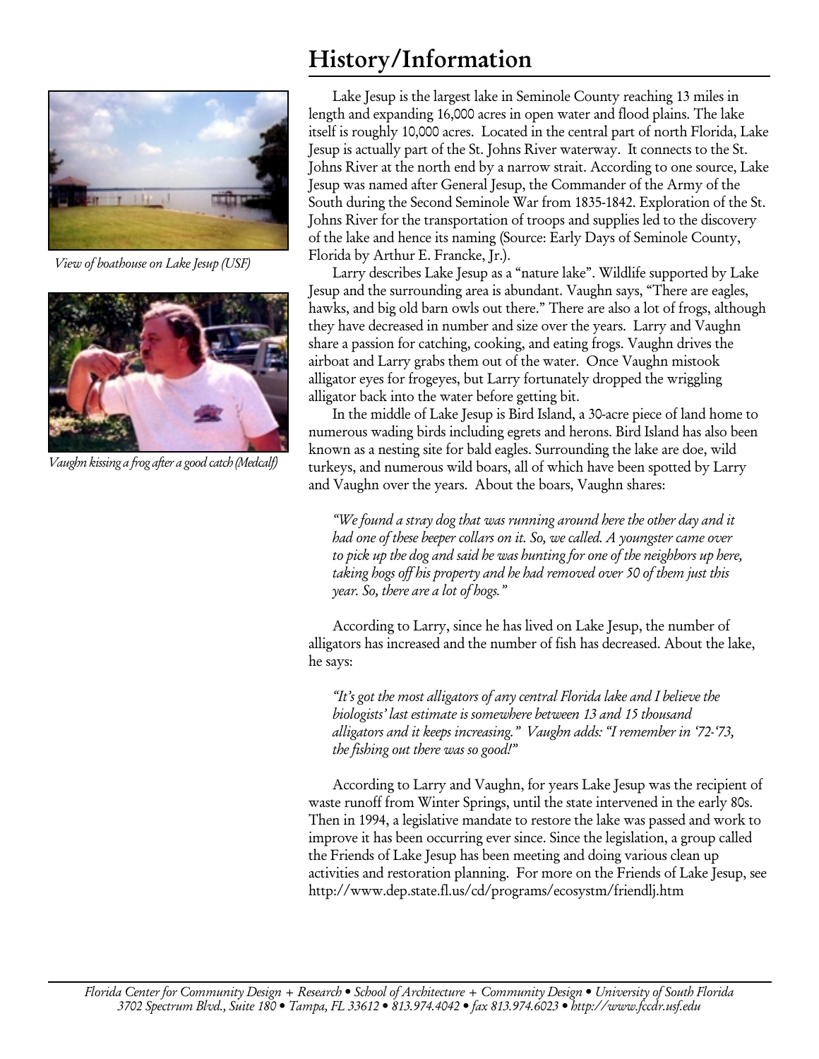# History/Information

*View of boathouse on Lake Jesup (USF)*

*Vaughn kissing a frog after a good catch (Medcalf)*

Lake Jesup is the largest lake in Seminole County reaching 13 miles in length and expanding 16,000 acres in open water and flood plains. The lake itself is roughly 10,000 acres. Located in the central part of north Florida, Lake Jesup is actually part of the St. Johns River waterway. It connects to the St. Johns River at the north end by a narrow strait. According to one source, Lake Jesup was named after General Jesup, the Commander of the Army of the South during the Second Seminole War from 1835-1842. Exploration of the St. Johns River for the transportation of troops and supplies led to the discovery of the lake and hence its naming (Source: Early Days of Seminole County, Florida by Arthur E. Francke, Jr.).

Larry describes Lake Jesup as a "nature lake". Wildlife supported by Lake Jesup and the surrounding area is abundant. Vaughn says, "There are eagles, hawks, and big old barn owls out there." There are also a lot of frogs, although they have decreased in number and size over the years. Larry and Vaughn share a passion for catching, cooking, and eating frogs. Vaughn drives the airboat and Larry grabs them out of the water. Once Vaughn mistook alligator eyes for frogeyes, but Larry fortunately dropped the wriggling alligator back into the water before getting bit.

In the middle of Lake Jesup is Bird Island, a 30-acre piece of land home to numerous wading birds including egrets and herons. Bird Island has also been known as a nesting site for bald eagles. Surrounding the lake are doe, wild turkeys, and numerous wild boars, all of which have been spotted by Larry and Vaughn over the years. About the boars, Vaughn shares:

> *"We found a stray dog that was running around here the other day and it had one of these beeper collars on it. So, we called. A youngster came over to pick up the dog and said he was hunting for one of the neighbors up here, taking hogs off his property and he had removed over 50 of them just this year. So, there are a lot of hogs."*

According to Larry, since he has lived on Lake Jesup, the number of alligators has increased and the number of fish has decreased. About the lake, he says:

> *"It's got the most alligators of any central Florida lake and I believe the biologists' last estimate is somewhere between 13 and 15 thousand alligators and it keeps increasing." Vaughn adds: "I remember in '72-'73, the fishing out there was so good!"*

According to Larry and Vaughn, for years Lake Jesup was the recipient of waste runoff from Winter Springs, until the state intervened in the early 80s. Then in 1994, a legislative mandate to restore the lake was passed and work to improve it has been occurring ever since. Since the legislation, a group called the Friends of Lake Jesup has been meeting and doing various clean up activities and restoration planning. For more on the Friends of Lake Jesup, see http://www.dep.state.fl.us/cd/programs/ecosystm/friendlj.htm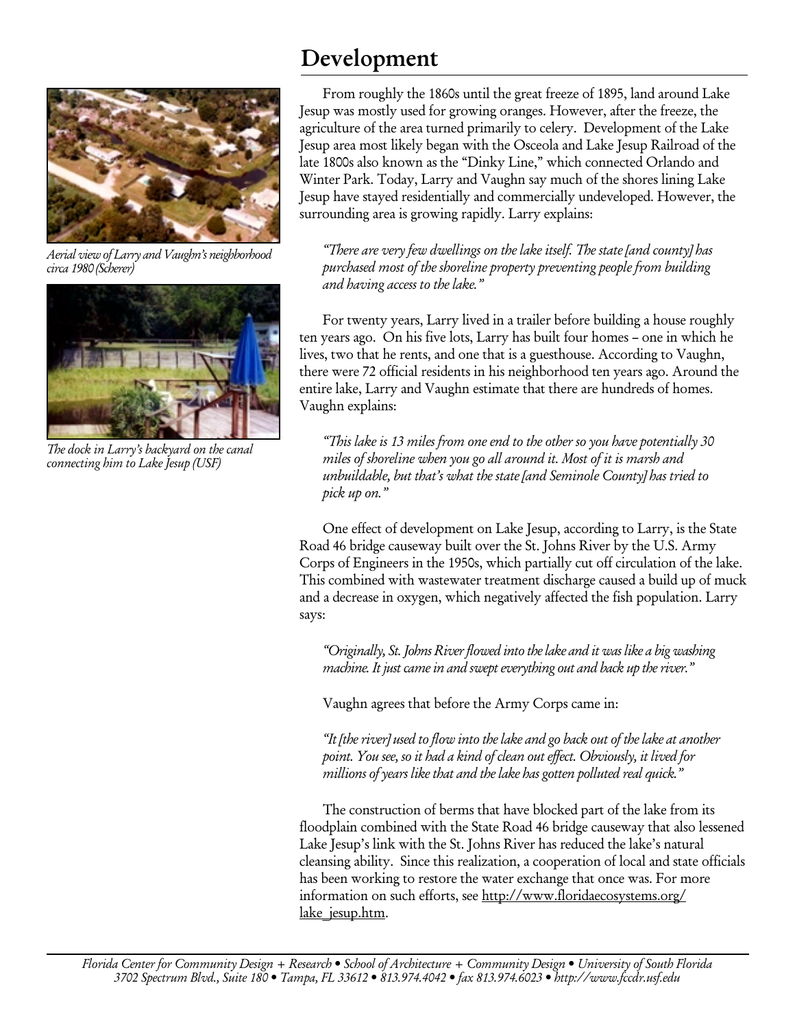# Development

*Aerial view of Larry and Vaughn's neighborhood circa 1980 (Scherer)*

*The dock in Larry's backyard on the canal connecting him to Lake Jesup (USF)*

From roughly the 1860s until the great freeze of 1895, land around Lake Jesup was mostly used for growing oranges. However, after the freeze, the agriculture of the area turned primarily to celery. Development of the Lake Jesup area most likely began with the Osceola and Lake Jesup Railroad of the late 1800s also known as the "Dinky Line," which connected Orlando and Winter Park. Today, Larry and Vaughn say much of the shores lining Lake Jesup have stayed residentially and commercially undeveloped. However, the surrounding area is growing rapidly. Larry explains:

> *"There are very few dwellings on the lake itself. The state [and county] has purchased most of the shoreline property preventing people from building and having access to the lake."*

For twenty years, Larry lived in a trailer before building a house roughly ten years ago. On his five lots, Larry has built four homes – one in which he lives, two that he rents, and one that is a guesthouse. According to Vaughn, there were 72 official residents in his neighborhood ten years ago. Around the entire lake, Larry and Vaughn estimate that there are hundreds of homes. Vaughn explains:

> *"This lake is 13 miles from one end to the other so you have potentially 30 miles of shoreline when you go all around it. Most of it is marsh and unbuildable, but that's what the state [and Seminole County] has tried to pick up on."*

One effect of development on Lake Jesup, according to Larry, is the State Road 46 bridge causeway built over the St. Johns River by the U.S. Army Corps of Engineers in the 1950s, which partially cut off circulation of the lake. This combined with wastewater treatment discharge caused a build up of muck and a decrease in oxygen, which negatively affected the fish population. Larry says:

> *"Originally, St. Johns River flowed into the lake and it was like a big washing machine. It just came in and swept everything out and back up the river."*

Vaughn agrees that before the Army Corps came in:

> *"It [the river] used to flow into the lake and go back out of the lake at another point. You see, so it had a kind of clean out effect. Obviously, it lived for millions of years like that and the lake has gotten polluted real quick."*

The construction of berms that have blocked part of the lake from its floodplain combined with the State Road 46 bridge causeway that also lessened Lake Jesup's link with the St. Johns River has reduced the lake's natural cleansing ability. Since this realization, a cooperation of local and state officials has been working to restore the water exchange that once was. For more information on such efforts, see http://www.floridaecosystems.org/lake_jesup.htm.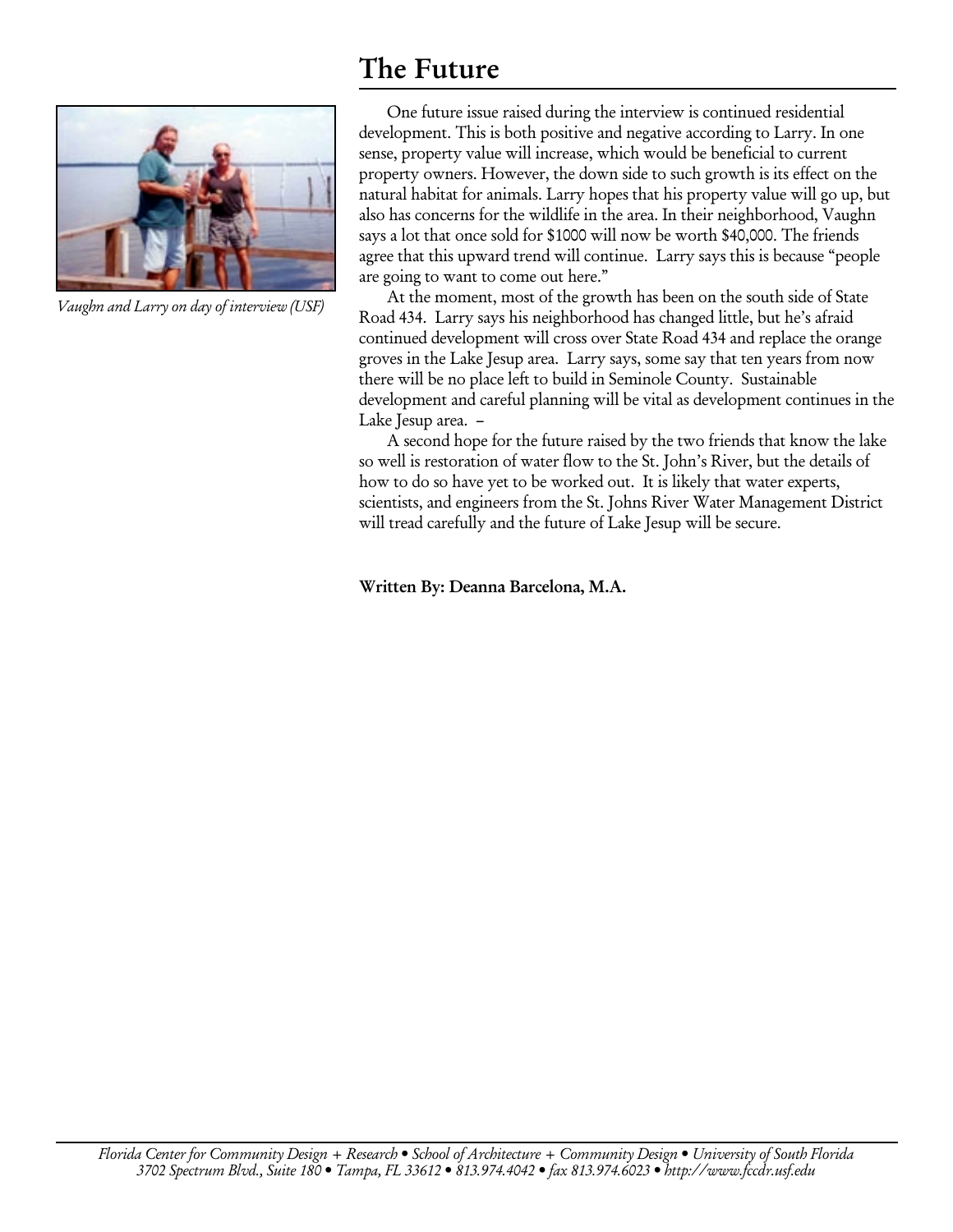# The Future

*Vaughn and Larry on day of interview (USF)*

One future issue raised during the interview is continued residential development. This is both positive and negative according to Larry. In one sense, property value will increase, which would be beneficial to current property owners. However, the down side to such growth is its effect on the natural habitat for animals. Larry hopes that his property value will go up, but also has concerns for the wildlife in the area. In their neighborhood, Vaughn says a lot that once sold for $1000 will now be worth $40,000. The friends agree that this upward trend will continue. Larry says this is because "people are going to want to come out here."

At the moment, most of the growth has been on the south side of State Road 434. Larry says his neighborhood has changed little, but he's afraid continued development will cross over State Road 434 and replace the orange groves in the Lake Jesup area. Larry says, some say that ten years from now there will be no place left to build in Seminole County. Sustainable development and careful planning will be vital as development continues in the Lake Jesup area. –

A second hope for the future raised by the two friends that know the lake so well is restoration of water flow to the St. John's River, but the details of how to do so have yet to be worked out. It is likely that water experts, scientists, and engineers from the St. Johns River Water Management District will tread carefully and the future of Lake Jesup will be secure.

**Written By: Deanna Barcelona, M.A.**